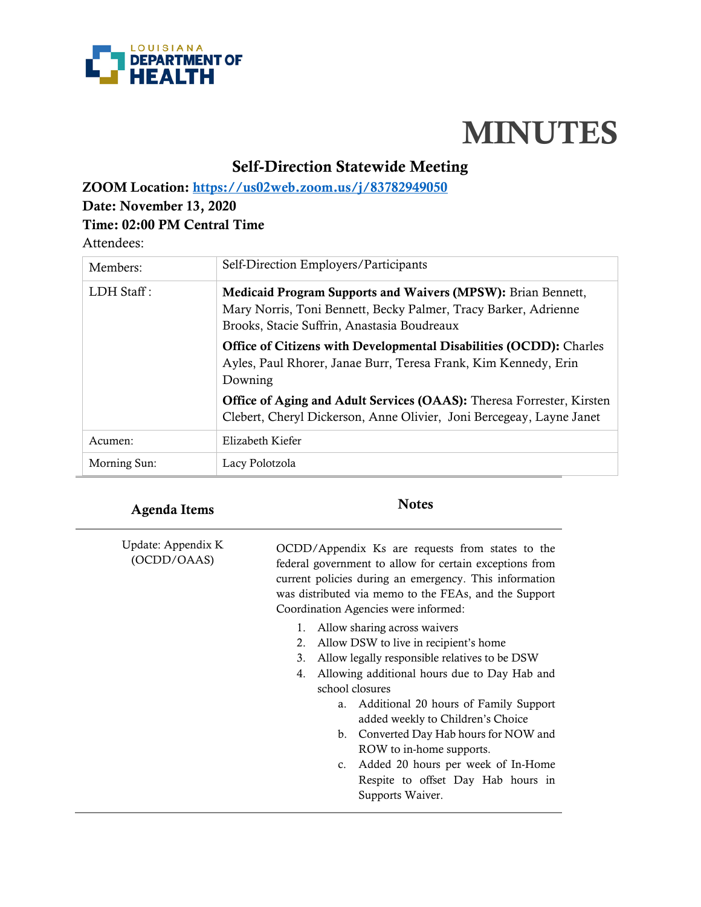LOUISIANA DEPARTMENT OF HEALTH

# MINUTES

## Self-Direction Statewide Meeting

**ZOOM Location: [https://us02web.zoom.us/j/83782949050](https://us02web.zoom.us/j/83782949050)**

**Date: November 13, 2020**

**Time: 02:00 PM Central Time**

Attendees:

| | |
|---|---|
| Members: | Self-Direction Employers/Participants |
| LDH Staff : | **Medicaid Program Supports and Waivers (MPSW):** Brian Bennett, Mary Norris, Toni Bennett, Becky Palmer, Tracy Barker, Adrienne Brooks, Stacie Suffrin, Anastasia Boudreaux<br>**Office of Citizens with Developmental Disabilities (OCDD):** Charles Ayles, Paul Rhorer, Janae Burr, Teresa Frank, Kim Kennedy, Erin Downing<br>**Office of Aging and Adult Services (OAAS):** Theresa Forrester, Kirsten Clebert, Cheryl Dickerson, Anne Olivier, Joni Bercegeay, Layne Janet |
| Acumen: | Elizabeth Kiefer |
| Morning Sun: | Lacy Polotzola |

| Agenda Items | Notes |
|---|---|
| Update: Appendix K (OCDD/OAAS) | OCDD/Appendix Ks are requests from states to the federal government to allow for certain exceptions from current policies during an emergency. This information was distributed via memo to the FEAs, and the Support Coordination Agencies were informed:<br>1. Allow sharing across waivers<br>2. Allow DSW to live in recipient's home<br>3. Allow legally responsible relatives to be DSW<br>4. Allowing additional hours due to Day Hab and school closures<br>&nbsp;&nbsp;&nbsp;&nbsp;a. Additional 20 hours of Family Support added weekly to Children's Choice<br>&nbsp;&nbsp;&nbsp;&nbsp;b. Converted Day Hab hours for NOW and ROW to in-home supports.<br>&nbsp;&nbsp;&nbsp;&nbsp;c. Added 20 hours per week of In-Home Respite to offset Day Hab hours in Supports Waiver. |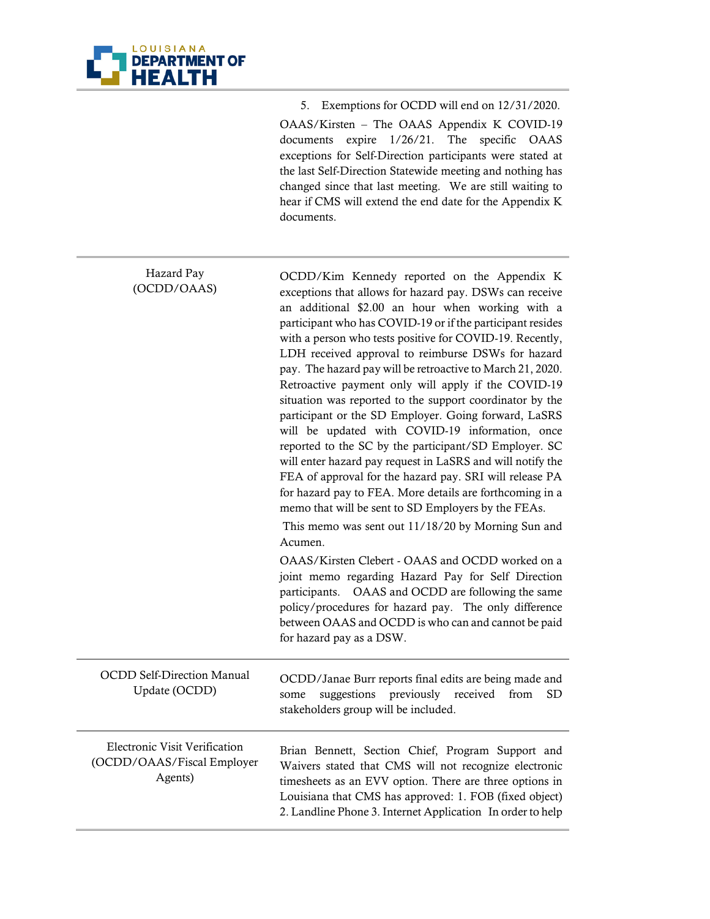| | |
|---|---|
| | 5. Exemptions for OCDD will end on 12/31/2020.<br>OAAS/Kirsten – The OAAS Appendix K COVID-19 documents expire 1/26/21. The specific OAAS exceptions for Self-Direction participants were stated at the last Self-Direction Statewide meeting and nothing has changed since that last meeting. We are still waiting to hear if CMS will extend the end date for the Appendix K documents. |
| Hazard Pay (OCDD/OAAS) | OCDD/Kim Kennedy reported on the Appendix K exceptions that allows for hazard pay. DSWs can receive an additional \$2.00 an hour when working with a participant who has COVID-19 or if the participant resides with a person who tests positive for COVID-19. Recently, LDH received approval to reimburse DSWs for hazard pay. The hazard pay will be retroactive to March 21, 2020. Retroactive payment only will apply if the COVID-19 situation was reported to the support coordinator by the participant or the SD Employer. Going forward, LaSRS will be updated with COVID-19 information, once reported to the SC by the participant/SD Employer. SC will enter hazard pay request in LaSRS and will notify the FEA of approval for the hazard pay. SRI will release PA for hazard pay to FEA. More details are forthcoming in a memo that will be sent to SD Employers by the FEAs.<br>This memo was sent out 11/18/20 by Morning Sun and Acumen.<br>OAAS/Kirsten Clebert - OAAS and OCDD worked on a joint memo regarding Hazard Pay for Self Direction participants. OAAS and OCDD are following the same policy/procedures for hazard pay. The only difference between OAAS and OCDD is who can and cannot be paid for hazard pay as a DSW. |
| OCDD Self-Direction Manual Update (OCDD) | OCDD/Janae Burr reports final edits are being made and some suggestions previously received from SD stakeholders group will be included. |
| Electronic Visit Verification (OCDD/OAAS/Fiscal Employer Agents) | Brian Bennett, Section Chief, Program Support and Waivers stated that CMS will not recognize electronic timesheets as an EVV option. There are three options in Louisiana that CMS has approved: 1. FOB (fixed object) 2. Landline Phone 3. Internet Application In order to help |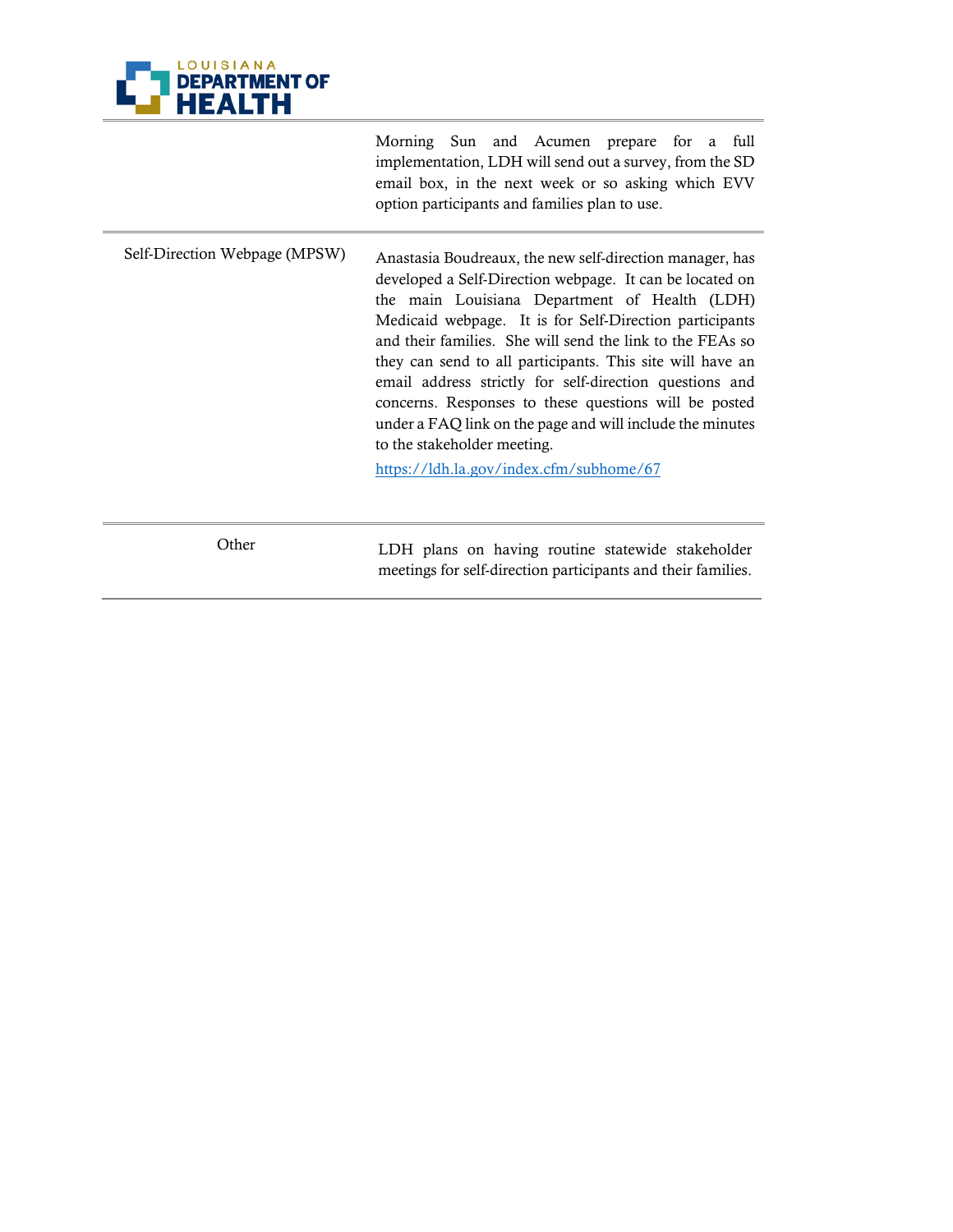| | |
|---|---|
| | Morning Sun and Acumen prepare for a full implementation, LDH will send out a survey, from the SD email box, in the next week or so asking which EVV option participants and families plan to use. |
| Self-Direction Webpage (MPSW) | Anastasia Boudreaux, the new self-direction manager, has developed a Self-Direction webpage. It can be located on the main Louisiana Department of Health (LDH) Medicaid webpage. It is for Self-Direction participants and their families. She will send the link to the FEAs so they can send to all participants. This site will have an email address strictly for self-direction questions and concerns. Responses to these questions will be posted under a FAQ link on the page and will include the minutes to the stakeholder meeting. https://ldh.la.gov/index.cfm/subhome/67 |
| Other | LDH plans on having routine statewide stakeholder meetings for self-direction participants and their families. |